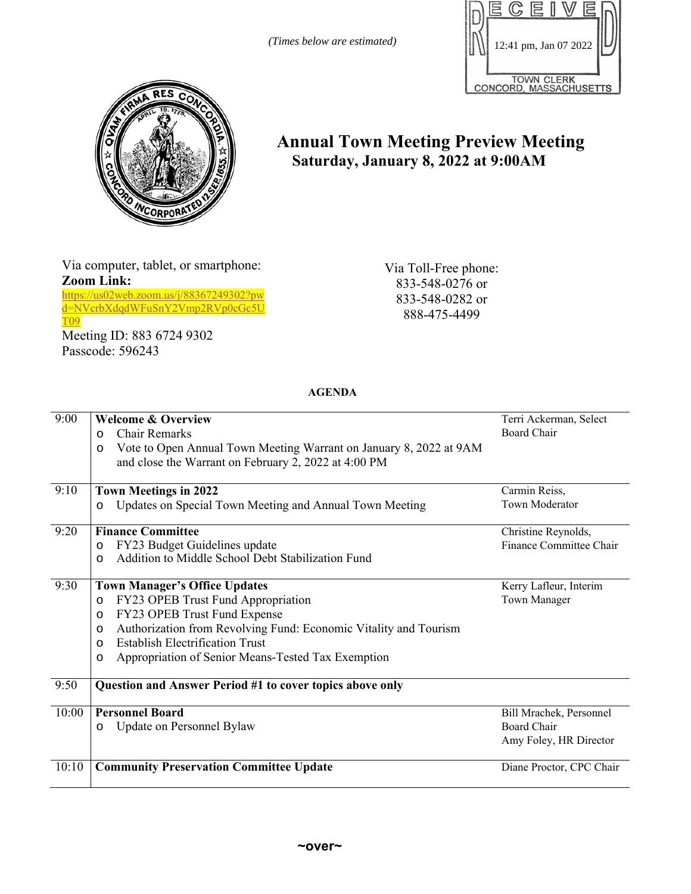*(Times below are estimated)*

RECEIVED
12:41 pm, Jan 07 2022
TOWN CLERK
CONCORD, MASSACHUSETTS

# Annual Town Meeting Preview Meeting

## Saturday, January 8, 2022 at 9:00AM

Via computer, tablet, or smartphone:
**Zoom Link:**
https://us02web.zoom.us/j/88367249302?pwd=NVcrbXdqdWFuSnY2Vmp2RVp0cGc5UT09
Meeting ID: 883 6724 9302
Passcode: 596243

Via Toll-Free phone:
833-548-0276 or
833-548-0282 or
888-475-4499

**AGENDA**

| Time | Item | Presenter |
|---|---|---|
| 9:00 | **Welcome & Overview**<br>o Chair Remarks<br>o Vote to Open Annual Town Meeting Warrant on January 8, 2022 at 9AM and close the Warrant on February 2, 2022 at 4:00 PM | Terri Ackerman, Select Board Chair |
| 9:10 | **Town Meetings in 2022**<br>o Updates on Special Town Meeting and Annual Town Meeting | Carmin Reiss, Town Moderator |
| 9:20 | **Finance Committee**<br>o FY23 Budget Guidelines update<br>o Addition to Middle School Debt Stabilization Fund | Christine Reynolds, Finance Committee Chair |
| 9:30 | **Town Manager's Office Updates**<br>o FY23 OPEB Trust Fund Appropriation<br>o FY23 OPEB Trust Fund Expense<br>o Authorization from Revolving Fund: Economic Vitality and Tourism<br>o Establish Electrification Trust<br>o Appropriation of Senior Means-Tested Tax Exemption | Kerry Lafleur, Interim Town Manager |
| 9:50 | **Question and Answer Period #1 to cover topics above only** | |
| 10:00 | **Personnel Board**<br>o Update on Personnel Bylaw | Bill Mrachek, Personnel Board Chair<br>Amy Foley, HR Director |
| 10:10 | **Community Preservation Committee Update** | Diane Proctor, CPC Chair |

**~over~**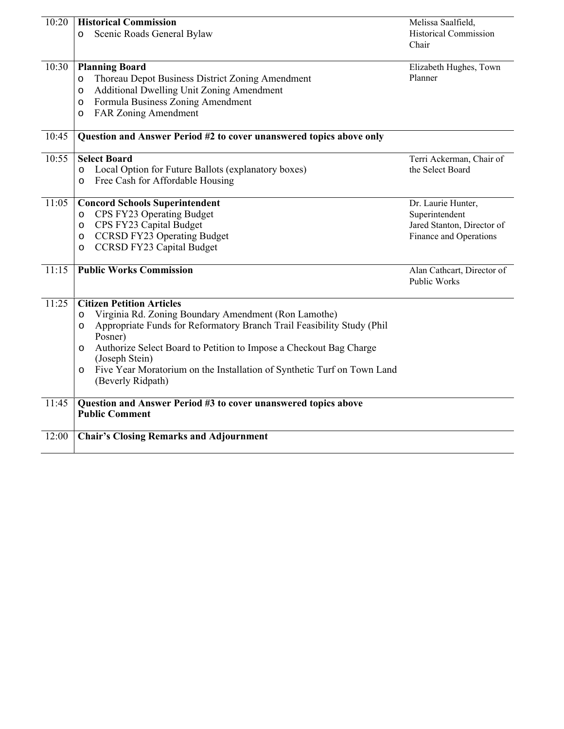| | | |
|---|---|---|
| 10:20 | **Historical Commission**<br>o Scenic Roads General Bylaw | Melissa Saalfield, Historical Commission Chair |
| 10:30 | **Planning Board**<br>o Thoreau Depot Business District Zoning Amendment<br>o Additional Dwelling Unit Zoning Amendment<br>o Formula Business Zoning Amendment<br>o FAR Zoning Amendment | Elizabeth Hughes, Town Planner |
| 10:45 | **Question and Answer Period #2 to cover unanswered topics above only** | |
| 10:55 | **Select Board**<br>o Local Option for Future Ballots (explanatory boxes)<br>o Free Cash for Affordable Housing | Terri Ackerman, Chair of the Select Board |
| 11:05 | **Concord Schools Superintendent**<br>o CPS FY23 Operating Budget<br>o CPS FY23 Capital Budget<br>o CCRSD FY23 Operating Budget<br>o CCRSD FY23 Capital Budget | Dr. Laurie Hunter, Superintendent<br>Jared Stanton, Director of Finance and Operations |
| 11:15 | **Public Works Commission** | Alan Cathcart, Director of Public Works |
| 11:25 | **Citizen Petition Articles**<br>o Virginia Rd. Zoning Boundary Amendment (Ron Lamothe)<br>o Appropriate Funds for Reformatory Branch Trail Feasibility Study (Phil Posner)<br>o Authorize Select Board to Petition to Impose a Checkout Bag Charge (Joseph Stein)<br>o Five Year Moratorium on the Installation of Synthetic Turf on Town Land (Beverly Ridpath) | |
| 11:45 | **Question and Answer Period #3 to cover unanswered topics above**<br>**Public Comment** | |
| 12:00 | **Chair's Closing Remarks and Adjournment** | |